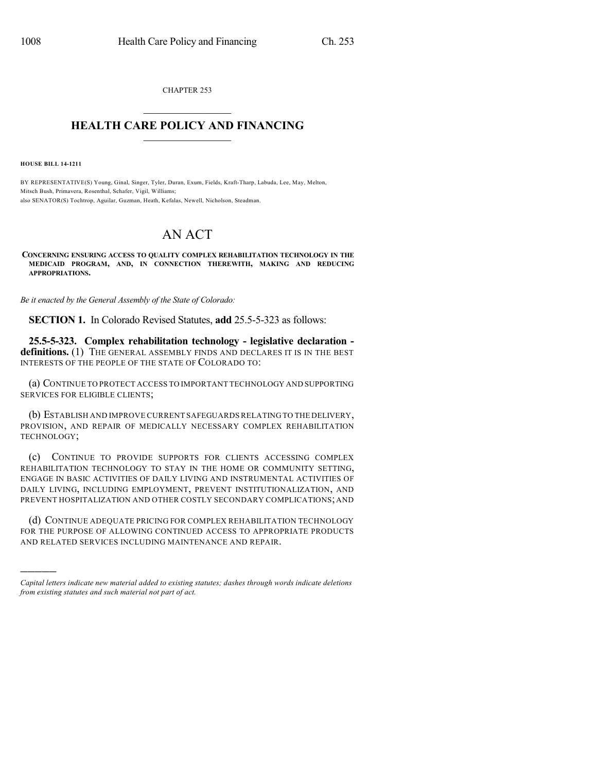CHAPTER 253

## HEALTH CARE POLICY AND FINANCING

**HOUSE BILL 14-1211**

BY REPRESENTATIVE(S) Young, Ginal, Singer, Tyler, Duran, Exum, Fields, Kraft-Tharp, Labuda, Lee, May, Melton, Mitsch Bush, Primavera, Rosenthal, Schafer, Vigil, Williams;
also SENATOR(S) Tochtrop, Aguilar, Guzman, Heath, Kefalas, Newell, Nicholson, Steadman.

# AN ACT

**CONCERNING ENSURING ACCESS TO QUALITY COMPLEX REHABILITATION TECHNOLOGY IN THE MEDICAID PROGRAM, AND, IN CONNECTION THEREWITH, MAKING AND REDUCING APPROPRIATIONS.**

*Be it enacted by the General Assembly of the State of Colorado:*

**SECTION 1.** In Colorado Revised Statutes, **add** 25.5-5-323 as follows:

**25.5-5-323. Complex rehabilitation technology - legislative declaration - definitions.** (1) THE GENERAL ASSEMBLY FINDS AND DECLARES IT IS IN THE BEST INTERESTS OF THE PEOPLE OF THE STATE OF COLORADO TO:

(a) CONTINUE TO PROTECT ACCESS TO IMPORTANT TECHNOLOGY AND SUPPORTING SERVICES FOR ELIGIBLE CLIENTS;

(b) ESTABLISH AND IMPROVE CURRENT SAFEGUARDS RELATING TO THE DELIVERY, PROVISION, AND REPAIR OF MEDICALLY NECESSARY COMPLEX REHABILITATION TECHNOLOGY;

(c) CONTINUE TO PROVIDE SUPPORTS FOR CLIENTS ACCESSING COMPLEX REHABILITATION TECHNOLOGY TO STAY IN THE HOME OR COMMUNITY SETTING, ENGAGE IN BASIC ACTIVITIES OF DAILY LIVING AND INSTRUMENTAL ACTIVITIES OF DAILY LIVING, INCLUDING EMPLOYMENT, PREVENT INSTITUTIONALIZATION, AND PREVENT HOSPITALIZATION AND OTHER COSTLY SECONDARY COMPLICATIONS; AND

(d) CONTINUE ADEQUATE PRICING FOR COMPLEX REHABILITATION TECHNOLOGY FOR THE PURPOSE OF ALLOWING CONTINUED ACCESS TO APPROPRIATE PRODUCTS AND RELATED SERVICES INCLUDING MAINTENANCE AND REPAIR.

---

*Capital letters indicate new material added to existing statutes; dashes through words indicate deletions from existing statutes and such material not part of act.*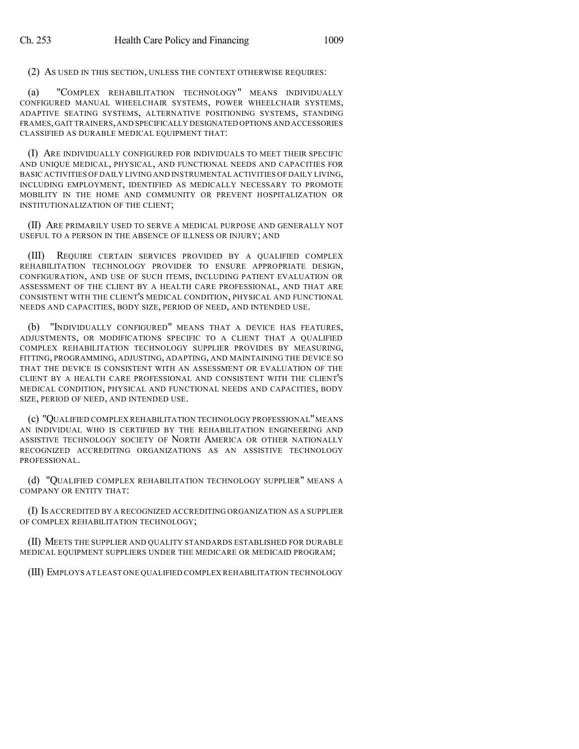(2) AS USED IN THIS SECTION, UNLESS THE CONTEXT OTHERWISE REQUIRES:

(a) "COMPLEX REHABILITATION TECHNOLOGY" MEANS INDIVIDUALLY CONFIGURED MANUAL WHEELCHAIR SYSTEMS, POWER WHEELCHAIR SYSTEMS, ADAPTIVE SEATING SYSTEMS, ALTERNATIVE POSITIONING SYSTEMS, STANDING FRAMES, GAIT TRAINERS, AND SPECIFICALLY DESIGNATED OPTIONS AND ACCESSORIES CLASSIFIED AS DURABLE MEDICAL EQUIPMENT THAT:

(I) ARE INDIVIDUALLY CONFIGURED FOR INDIVIDUALS TO MEET THEIR SPECIFIC AND UNIQUE MEDICAL, PHYSICAL, AND FUNCTIONAL NEEDS AND CAPACITIES FOR BASIC ACTIVITIES OF DAILY LIVING AND INSTRUMENTAL ACTIVITIES OF DAILY LIVING, INCLUDING EMPLOYMENT, IDENTIFIED AS MEDICALLY NECESSARY TO PROMOTE MOBILITY IN THE HOME AND COMMUNITY OR PREVENT HOSPITALIZATION OR INSTITUTIONALIZATION OF THE CLIENT;

(II) ARE PRIMARILY USED TO SERVE A MEDICAL PURPOSE AND GENERALLY NOT USEFUL TO A PERSON IN THE ABSENCE OF ILLNESS OR INJURY; AND

(III) REQUIRE CERTAIN SERVICES PROVIDED BY A QUALIFIED COMPLEX REHABILITATION TECHNOLOGY PROVIDER TO ENSURE APPROPRIATE DESIGN, CONFIGURATION, AND USE OF SUCH ITEMS, INCLUDING PATIENT EVALUATION OR ASSESSMENT OF THE CLIENT BY A HEALTH CARE PROFESSIONAL, AND THAT ARE CONSISTENT WITH THE CLIENT'S MEDICAL CONDITION, PHYSICAL AND FUNCTIONAL NEEDS AND CAPACITIES, BODY SIZE, PERIOD OF NEED, AND INTENDED USE.

(b) "INDIVIDUALLY CONFIGURED" MEANS THAT A DEVICE HAS FEATURES, ADJUSTMENTS, OR MODIFICATIONS SPECIFIC TO A CLIENT THAT A QUALIFIED COMPLEX REHABILITATION TECHNOLOGY SUPPLIER PROVIDES BY MEASURING, FITTING, PROGRAMMING, ADJUSTING, ADAPTING, AND MAINTAINING THE DEVICE SO THAT THE DEVICE IS CONSISTENT WITH AN ASSESSMENT OR EVALUATION OF THE CLIENT BY A HEALTH CARE PROFESSIONAL AND CONSISTENT WITH THE CLIENT'S MEDICAL CONDITION, PHYSICAL AND FUNCTIONAL NEEDS AND CAPACITIES, BODY SIZE, PERIOD OF NEED, AND INTENDED USE.

(c) "QUALIFIED COMPLEX REHABILITATION TECHNOLOGY PROFESSIONAL" MEANS AN INDIVIDUAL WHO IS CERTIFIED BY THE REHABILITATION ENGINEERING AND ASSISTIVE TECHNOLOGY SOCIETY OF NORTH AMERICA OR OTHER NATIONALLY RECOGNIZED ACCREDITING ORGANIZATIONS AS AN ASSISTIVE TECHNOLOGY PROFESSIONAL.

(d) "QUALIFIED COMPLEX REHABILITATION TECHNOLOGY SUPPLIER" MEANS A COMPANY OR ENTITY THAT:

(I) IS ACCREDITED BY A RECOGNIZED ACCREDITING ORGANIZATION AS A SUPPLIER OF COMPLEX REHABILITATION TECHNOLOGY;

(II) MEETS THE SUPPLIER AND QUALITY STANDARDS ESTABLISHED FOR DURABLE MEDICAL EQUIPMENT SUPPLIERS UNDER THE MEDICARE OR MEDICAID PROGRAM;

(III) EMPLOYS AT LEAST ONE QUALIFIED COMPLEX REHABILITATION TECHNOLOGY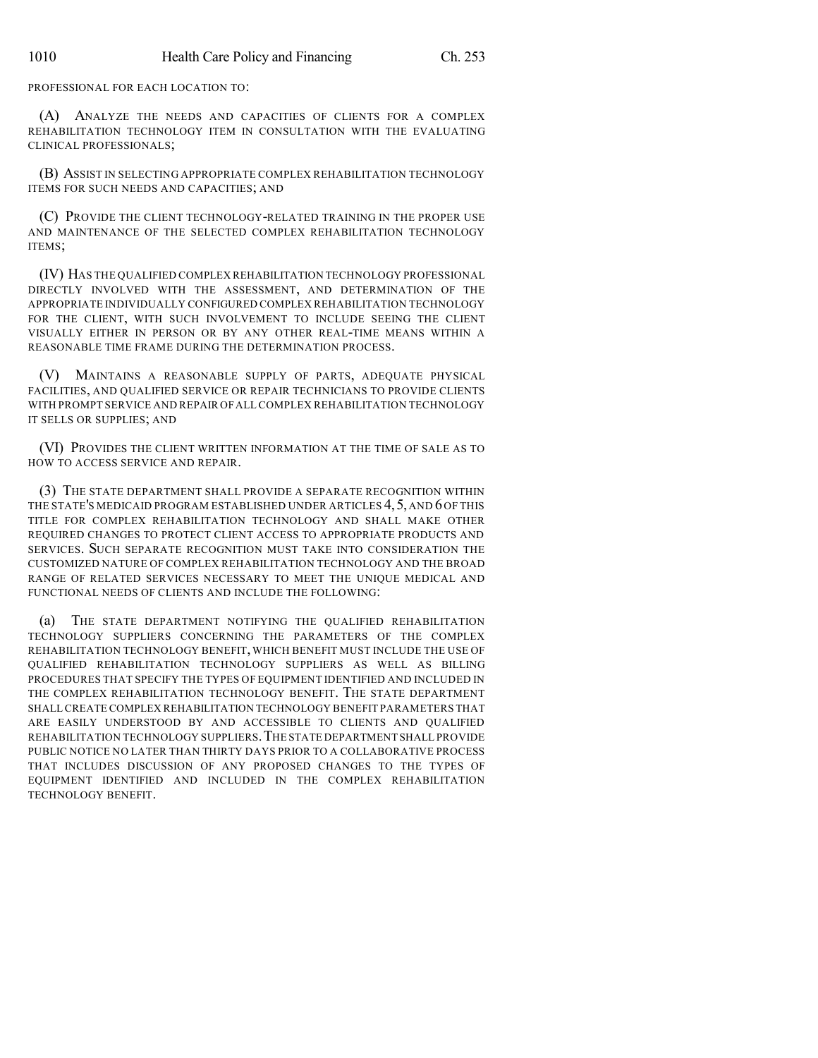PROFESSIONAL FOR EACH LOCATION TO:

(A) ANALYZE THE NEEDS AND CAPACITIES OF CLIENTS FOR A COMPLEX REHABILITATION TECHNOLOGY ITEM IN CONSULTATION WITH THE EVALUATING CLINICAL PROFESSIONALS;

(B) ASSIST IN SELECTING APPROPRIATE COMPLEX REHABILITATION TECHNOLOGY ITEMS FOR SUCH NEEDS AND CAPACITIES; AND

(C) PROVIDE THE CLIENT TECHNOLOGY-RELATED TRAINING IN THE PROPER USE AND MAINTENANCE OF THE SELECTED COMPLEX REHABILITATION TECHNOLOGY ITEMS;

(IV) HAS THE QUALIFIED COMPLEX REHABILITATION TECHNOLOGY PROFESSIONAL DIRECTLY INVOLVED WITH THE ASSESSMENT, AND DETERMINATION OF THE APPROPRIATE INDIVIDUALLY CONFIGURED COMPLEX REHABILITATION TECHNOLOGY FOR THE CLIENT, WITH SUCH INVOLVEMENT TO INCLUDE SEEING THE CLIENT VISUALLY EITHER IN PERSON OR BY ANY OTHER REAL-TIME MEANS WITHIN A REASONABLE TIME FRAME DURING THE DETERMINATION PROCESS.

(V) MAINTAINS A REASONABLE SUPPLY OF PARTS, ADEQUATE PHYSICAL FACILITIES, AND QUALIFIED SERVICE OR REPAIR TECHNICIANS TO PROVIDE CLIENTS WITH PROMPT SERVICE AND REPAIR OF ALL COMPLEX REHABILITATION TECHNOLOGY IT SELLS OR SUPPLIES; AND

(VI) PROVIDES THE CLIENT WRITTEN INFORMATION AT THE TIME OF SALE AS TO HOW TO ACCESS SERVICE AND REPAIR.

(3) THE STATE DEPARTMENT SHALL PROVIDE A SEPARATE RECOGNITION WITHIN THE STATE'S MEDICAID PROGRAM ESTABLISHED UNDER ARTICLES 4, 5, AND 6 OF THIS TITLE FOR COMPLEX REHABILITATION TECHNOLOGY AND SHALL MAKE OTHER REQUIRED CHANGES TO PROTECT CLIENT ACCESS TO APPROPRIATE PRODUCTS AND SERVICES. SUCH SEPARATE RECOGNITION MUST TAKE INTO CONSIDERATION THE CUSTOMIZED NATURE OF COMPLEX REHABILITATION TECHNOLOGY AND THE BROAD RANGE OF RELATED SERVICES NECESSARY TO MEET THE UNIQUE MEDICAL AND FUNCTIONAL NEEDS OF CLIENTS AND INCLUDE THE FOLLOWING:

(a) THE STATE DEPARTMENT NOTIFYING THE QUALIFIED REHABILITATION TECHNOLOGY SUPPLIERS CONCERNING THE PARAMETERS OF THE COMPLEX REHABILITATION TECHNOLOGY BENEFIT, WHICH BENEFIT MUST INCLUDE THE USE OF QUALIFIED REHABILITATION TECHNOLOGY SUPPLIERS AS WELL AS BILLING PROCEDURES THAT SPECIFY THE TYPES OF EQUIPMENT IDENTIFIED AND INCLUDED IN THE COMPLEX REHABILITATION TECHNOLOGY BENEFIT. THE STATE DEPARTMENT SHALL CREATE COMPLEX REHABILITATION TECHNOLOGY BENEFIT PARAMETERS THAT ARE EASILY UNDERSTOOD BY AND ACCESSIBLE TO CLIENTS AND QUALIFIED REHABILITATION TECHNOLOGY SUPPLIERS. THE STATE DEPARTMENT SHALL PROVIDE PUBLIC NOTICE NO LATER THAN THIRTY DAYS PRIOR TO A COLLABORATIVE PROCESS THAT INCLUDES DISCUSSION OF ANY PROPOSED CHANGES TO THE TYPES OF EQUIPMENT IDENTIFIED AND INCLUDED IN THE COMPLEX REHABILITATION TECHNOLOGY BENEFIT.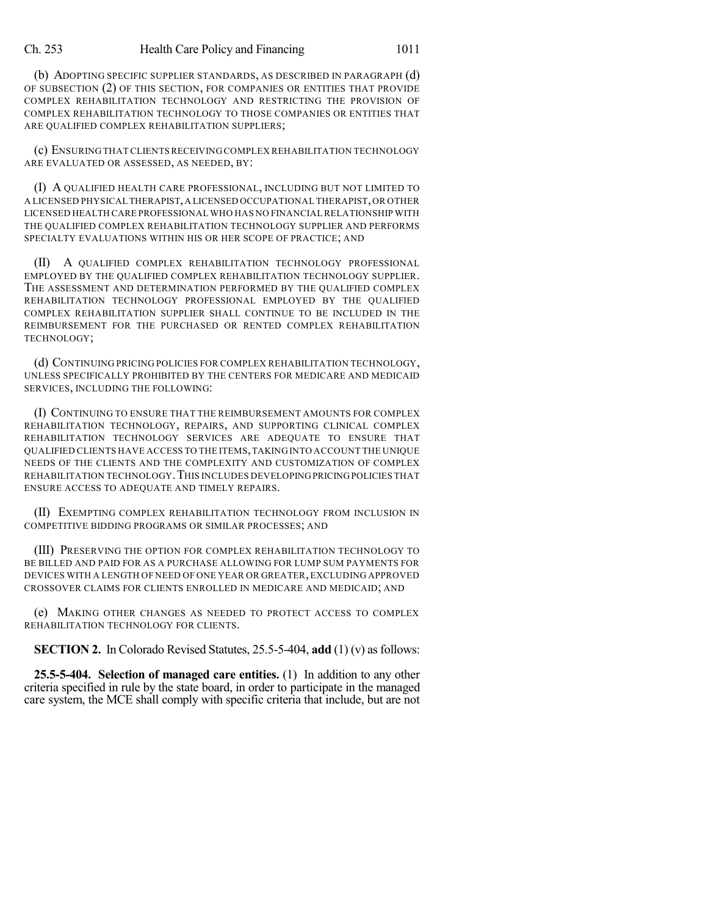(b) ADOPTING SPECIFIC SUPPLIER STANDARDS, AS DESCRIBED IN PARAGRAPH (d) OF SUBSECTION (2) OF THIS SECTION, FOR COMPANIES OR ENTITIES THAT PROVIDE COMPLEX REHABILITATION TECHNOLOGY AND RESTRICTING THE PROVISION OF COMPLEX REHABILITATION TECHNOLOGY TO THOSE COMPANIES OR ENTITIES THAT ARE QUALIFIED COMPLEX REHABILITATION SUPPLIERS;

(c) ENSURING THAT CLIENTS RECEIVING COMPLEX REHABILITATION TECHNOLOGY ARE EVALUATED OR ASSESSED, AS NEEDED, BY:

(I) A QUALIFIED HEALTH CARE PROFESSIONAL, INCLUDING BUT NOT LIMITED TO A LICENSED PHYSICAL THERAPIST, A LICENSED OCCUPATIONAL THERAPIST, OR OTHER LICENSED HEALTH CARE PROFESSIONAL WHO HAS NO FINANCIAL RELATIONSHIP WITH THE QUALIFIED COMPLEX REHABILITATION TECHNOLOGY SUPPLIER AND PERFORMS SPECIALTY EVALUATIONS WITHIN HIS OR HER SCOPE OF PRACTICE; AND

(II) A QUALIFIED COMPLEX REHABILITATION TECHNOLOGY PROFESSIONAL EMPLOYED BY THE QUALIFIED COMPLEX REHABILITATION TECHNOLOGY SUPPLIER. THE ASSESSMENT AND DETERMINATION PERFORMED BY THE QUALIFIED COMPLEX REHABILITATION TECHNOLOGY PROFESSIONAL EMPLOYED BY THE QUALIFIED COMPLEX REHABILITATION SUPPLIER SHALL CONTINUE TO BE INCLUDED IN THE REIMBURSEMENT FOR THE PURCHASED OR RENTED COMPLEX REHABILITATION TECHNOLOGY;

(d) CONTINUING PRICING POLICIES FOR COMPLEX REHABILITATION TECHNOLOGY, UNLESS SPECIFICALLY PROHIBITED BY THE CENTERS FOR MEDICARE AND MEDICAID SERVICES, INCLUDING THE FOLLOWING:

(I) CONTINUING TO ENSURE THAT THE REIMBURSEMENT AMOUNTS FOR COMPLEX REHABILITATION TECHNOLOGY, REPAIRS, AND SUPPORTING CLINICAL COMPLEX REHABILITATION TECHNOLOGY SERVICES ARE ADEQUATE TO ENSURE THAT QUALIFIED CLIENTS HAVE ACCESS TO THE ITEMS, TAKING INTO ACCOUNT THE UNIQUE NEEDS OF THE CLIENTS AND THE COMPLEXITY AND CUSTOMIZATION OF COMPLEX REHABILITATION TECHNOLOGY. THIS INCLUDES DEVELOPING PRICING POLICIES THAT ENSURE ACCESS TO ADEQUATE AND TIMELY REPAIRS.

(II) EXEMPTING COMPLEX REHABILITATION TECHNOLOGY FROM INCLUSION IN COMPETITIVE BIDDING PROGRAMS OR SIMILAR PROCESSES; AND

(III) PRESERVING THE OPTION FOR COMPLEX REHABILITATION TECHNOLOGY TO BE BILLED AND PAID FOR AS A PURCHASE ALLOWING FOR LUMP SUM PAYMENTS FOR DEVICES WITH A LENGTH OF NEED OF ONE YEAR OR GREATER, EXCLUDING APPROVED CROSSOVER CLAIMS FOR CLIENTS ENROLLED IN MEDICARE AND MEDICAID; AND

(e) MAKING OTHER CHANGES AS NEEDED TO PROTECT ACCESS TO COMPLEX REHABILITATION TECHNOLOGY FOR CLIENTS.

**SECTION 2.** In Colorado Revised Statutes, 25.5-5-404, **add** (1) (v) as follows:

**25.5-5-404. Selection of managed care entities.** (1) In addition to any other criteria specified in rule by the state board, in order to participate in the managed care system, the MCE shall comply with specific criteria that include, but are not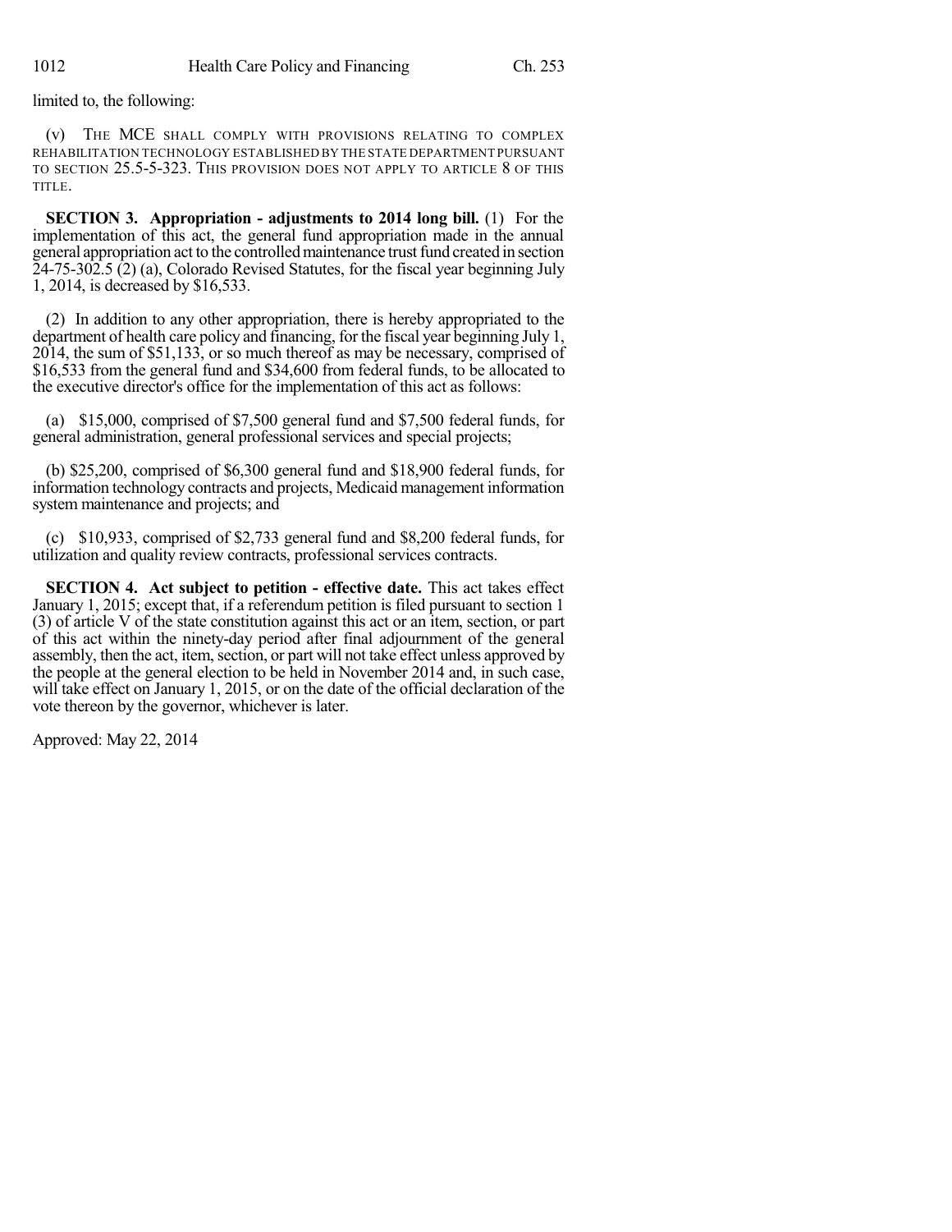limited to, the following:

(v) THE MCE SHALL COMPLY WITH PROVISIONS RELATING TO COMPLEX REHABILITATION TECHNOLOGY ESTABLISHED BY THE STATE DEPARTMENT PURSUANT TO SECTION 25.5-5-323. THIS PROVISION DOES NOT APPLY TO ARTICLE 8 OF THIS TITLE.

**SECTION 3. Appropriation - adjustments to 2014 long bill.** (1) For the implementation of this act, the general fund appropriation made in the annual general appropriation act to the controlled maintenance trust fund created in section 24-75-302.5 (2) (a), Colorado Revised Statutes, for the fiscal year beginning July 1, 2014, is decreased by $16,533.

(2) In addition to any other appropriation, there is hereby appropriated to the department of health care policy and financing, for the fiscal year beginning July 1, 2014, the sum of $51,133, or so much thereof as may be necessary, comprised of $16,533 from the general fund and $34,600 from federal funds, to be allocated to the executive director's office for the implementation of this act as follows:

(a) $15,000, comprised of $7,500 general fund and $7,500 federal funds, for general administration, general professional services and special projects;

(b) $25,200, comprised of $6,300 general fund and $18,900 federal funds, for information technology contracts and projects, Medicaid management information system maintenance and projects; and

(c) $10,933, comprised of $2,733 general fund and $8,200 federal funds, for utilization and quality review contracts, professional services contracts.

**SECTION 4. Act subject to petition - effective date.** This act takes effect January 1, 2015; except that, if a referendum petition is filed pursuant to section 1 (3) of article V of the state constitution against this act or an item, section, or part of this act within the ninety-day period after final adjournment of the general assembly, then the act, item, section, or part will not take effect unless approved by the people at the general election to be held in November 2014 and, in such case, will take effect on January 1, 2015, or on the date of the official declaration of the vote thereon by the governor, whichever is later.

Approved: May 22, 2014